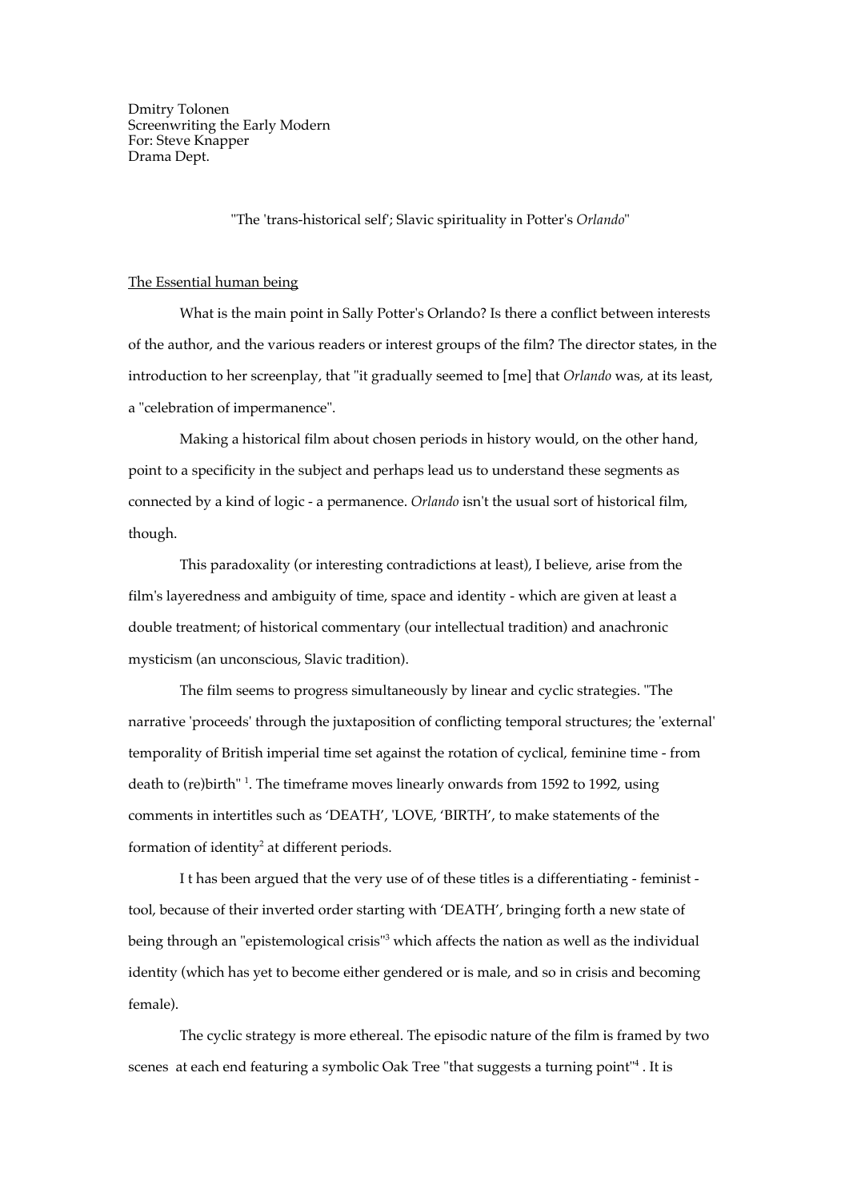Dmitry Tolonen
Screenwriting the Early Modern
For: Steve Knapper
Drama Dept.

"The 'trans-historical self'; Slavic spirituality in Potter's *Orlando*"

## The Essential human being

What is the main point in Sally Potter's Orlando? Is there a conflict between interests of the author, and the various readers or interest groups of the film? The director states, in the introduction to her screenplay, that "it gradually seemed to [me] that *Orlando* was, at its least, a "celebration of impermanence".

Making a historical film about chosen periods in history would, on the other hand, point to a specificity in the subject and perhaps lead us to understand these segments as connected by a kind of logic - a permanence. *Orlando* isn't the usual sort of historical film, though.

This paradoxality (or interesting contradictions at least), I believe, arise from the film's layeredness and ambiguity of time, space and identity - which are given at least a double treatment; of historical commentary (our intellectual tradition) and anachronic mysticism (an unconscious, Slavic tradition).

The film seems to progress simultaneously by linear and cyclic strategies. "The narrative 'proceeds' through the juxtaposition of conflicting temporal structures; the 'external' temporality of British imperial time set against the rotation of cyclical, feminine time - from death to (re)birth" [1]. The timeframe moves linearly onwards from 1592 to 1992, using comments in intertitles such as 'DEATH', 'LOVE, 'BIRTH', to make statements of the formation of identity[2] at different periods.

I t has been argued that the very use of of these titles is a differentiating - feminist - tool, because of their inverted order starting with 'DEATH', bringing forth a new state of being through an "epistemological crisis"[3] which affects the nation as well as the individual identity (which has yet to become either gendered or is male, and so in crisis and becoming female).

The cyclic strategy is more ethereal. The episodic nature of the film is framed by two scenes at each end featuring a symbolic Oak Tree "that suggests a turning point"[4] . It is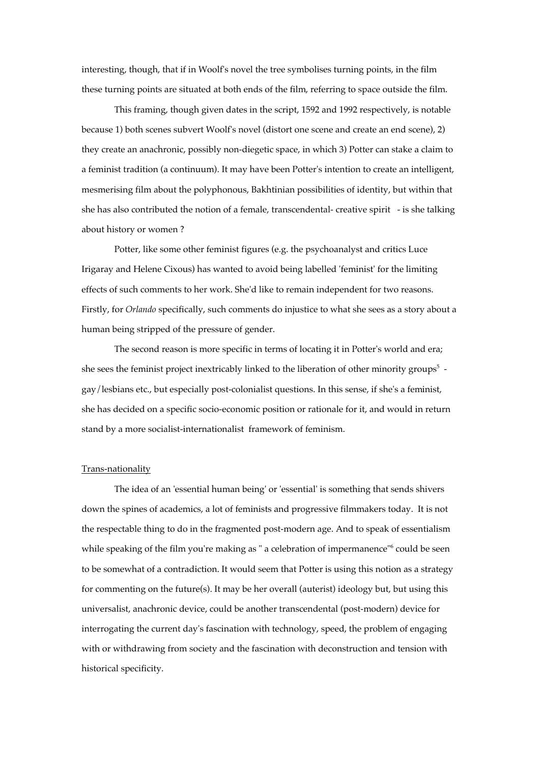interesting, though, that if in Woolf's novel the tree symbolises turning points, in the film these turning points are situated at both ends of the film, referring to space outside the film.

This framing, though given dates in the script, 1592 and 1992 respectively, is notable because 1) both scenes subvert Woolf's novel (distort one scene and create an end scene), 2) they create an anachronic, possibly non-diegetic space, in which 3) Potter can stake a claim to a feminist tradition (a continuum). It may have been Potter's intention to create an intelligent, mesmerising film about the polyphonous, Bakhtinian possibilities of identity, but within that she has also contributed the notion of a female, transcendental- creative spirit - is she talking about history or women ?

Potter, like some other feminist figures (e.g. the psychoanalyst and critics Luce Irigaray and Helene Cixous) has wanted to avoid being labelled 'feminist' for the limiting effects of such comments to her work. She'd like to remain independent for two reasons. Firstly, for *Orlando* specifically, such comments do injustice to what she sees as a story about a human being stripped of the pressure of gender.

The second reason is more specific in terms of locating it in Potter's world and era; she sees the feminist project inextricably linked to the liberation of other minority groups[5] - gay/lesbians etc., but especially post-colonialist questions. In this sense, if she's a feminist, she has decided on a specific socio-economic position or rationale for it, and would in return stand by a more socialist-internationalist framework of feminism.

<u>Trans-nationality</u>

The idea of an 'essential human being' or 'essential' is something that sends shivers down the spines of academics, a lot of feminists and progressive filmmakers today. It is not the respectable thing to do in the fragmented post-modern age. And to speak of essentialism while speaking of the film you're making as " a celebration of impermanence"[6] could be seen to be somewhat of a contradiction. It would seem that Potter is using this notion as a strategy for commenting on the future(s). It may be her overall (auterist) ideology but, but using this universalist, anachronic device, could be another transcendental (post-modern) device for interrogating the current day's fascination with technology, speed, the problem of engaging with or withdrawing from society and the fascination with deconstruction and tension with historical specificity.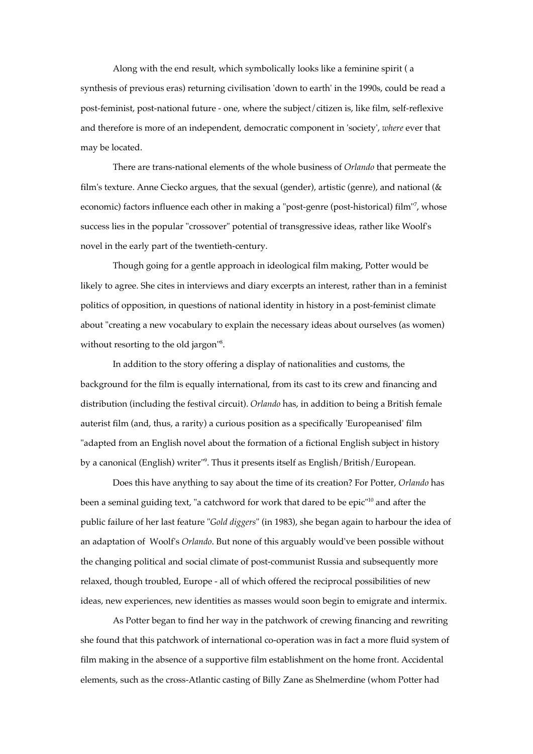Along with the end result, which symbolically looks like a feminine spirit ( a synthesis of previous eras) returning civilisation 'down to earth' in the 1990s, could be read a post-feminist, post-national future - one, where the subject/citizen is, like film, self-reflexive and therefore is more of an independent, democratic component in 'society', *where* ever that may be located.

There are trans-national elements of the whole business of *Orlando* that permeate the film's texture. Anne Ciecko argues, that the sexual (gender), artistic (genre), and national (& economic) factors influence each other in making a "post-genre (post-historical) film"[7], whose success lies in the popular "crossover" potential of transgressive ideas, rather like Woolf's novel in the early part of the twentieth-century.

Though going for a gentle approach in ideological film making, Potter would be likely to agree. She cites in interviews and diary excerpts an interest, rather than in a feminist politics of opposition, in questions of national identity in history in a post-feminist climate about "creating a new vocabulary to explain the necessary ideas about ourselves (as women) without resorting to the old jargon"[8].

In addition to the story offering a display of nationalities and customs, the background for the film is equally international, from its cast to its crew and financing and distribution (including the festival circuit). *Orlando* has, in addition to being a British female auterist film (and, thus, a rarity) a curious position as a specifically 'Europeanised' film "adapted from an English novel about the formation of a fictional English subject in history by a canonical (English) writer"[9]. Thus it presents itself as English/British/European.

Does this have anything to say about the time of its creation? For Potter, *Orlando* has been a seminal guiding text, "a catchword for work that dared to be epic"[10] and after the public failure of her last feature "*Gold diggers*" (in 1983), she began again to harbour the idea of an adaptation of Woolf's *Orlando*. But none of this arguably would've been possible without the changing political and social climate of post-communist Russia and subsequently more relaxed, though troubled, Europe - all of which offered the reciprocal possibilities of new ideas, new experiences, new identities as masses would soon begin to emigrate and intermix.

As Potter began to find her way in the patchwork of crewing financing and rewriting she found that this patchwork of international co-operation was in fact a more fluid system of film making in the absence of a supportive film establishment on the home front. Accidental elements, such as the cross-Atlantic casting of Billy Zane as Shelmerdine (whom Potter had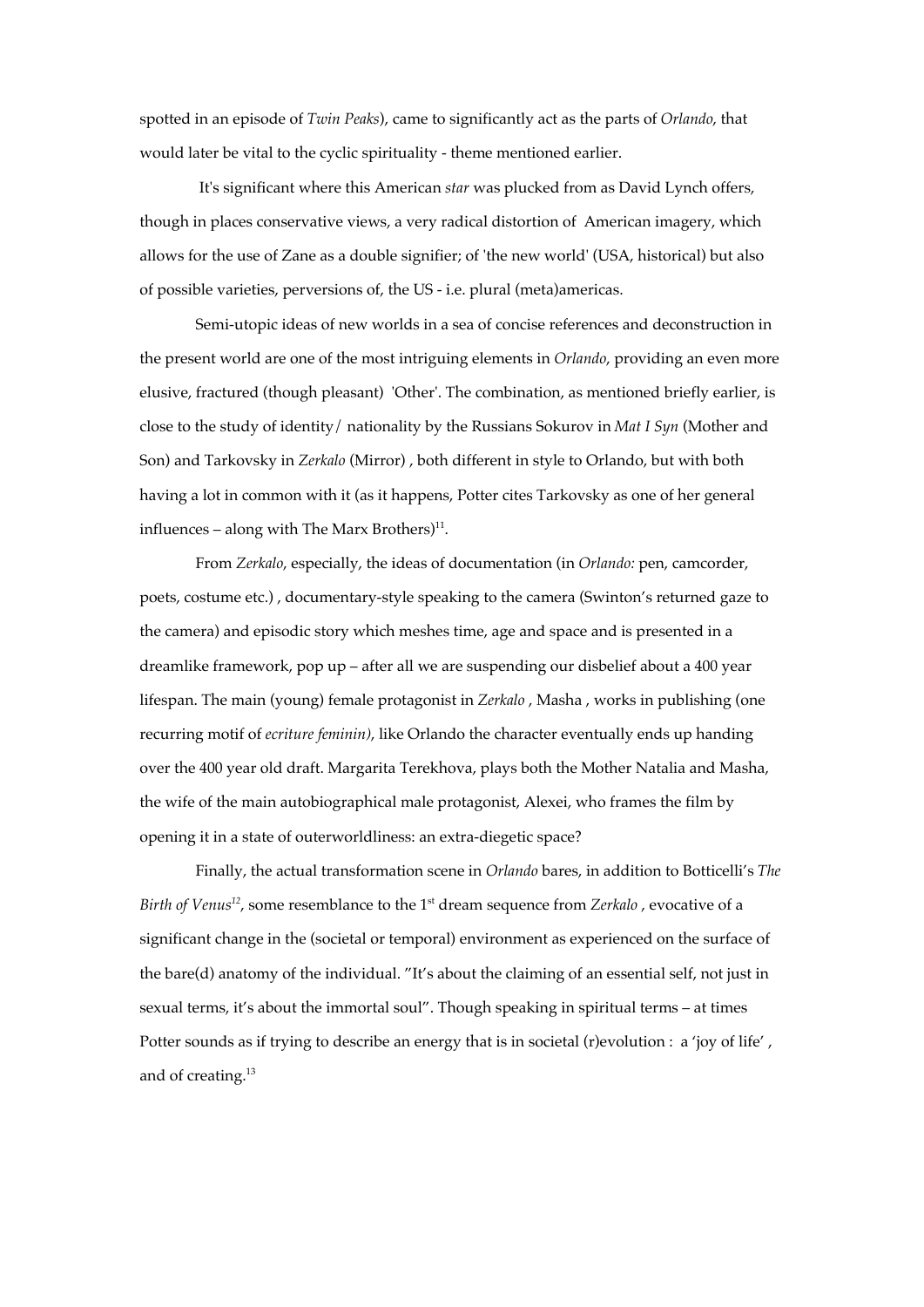spotted in an episode of *Twin Peaks*), came to significantly act as the parts of *Orlando*, that would later be vital to the cyclic spirituality - theme mentioned earlier.

It's significant where this American *star* was plucked from as David Lynch offers, though in places conservative views, a very radical distortion of American imagery, which allows for the use of Zane as a double signifier; of 'the new world' (USA, historical) but also of possible varieties, perversions of, the US - i.e. plural (meta)americas.

Semi-utopic ideas of new worlds in a sea of concise references and deconstruction in the present world are one of the most intriguing elements in *Orlando*, providing an even more elusive, fractured (though pleasant) 'Other'. The combination, as mentioned briefly earlier, is close to the study of identity/ nationality by the Russians Sokurov in *Mat I Syn* (Mother and Son) and Tarkovsky in *Zerkalo* (Mirror) , both different in style to Orlando, but with both having a lot in common with it (as it happens, Potter cites Tarkovsky as one of her general influences – along with The Marx Brothers)[11].

From *Zerkalo*, especially, the ideas of documentation (in *Orlando:* pen, camcorder, poets, costume etc.) , documentary-style speaking to the camera (Swinton's returned gaze to the camera) and episodic story which meshes time, age and space and is presented in a dreamlike framework, pop up – after all we are suspending our disbelief about a 400 year lifespan. The main (young) female protagonist in *Zerkalo* , Masha , works in publishing (one recurring motif of *ecriture feminin)*, like Orlando the character eventually ends up handing over the 400 year old draft. Margarita Terekhova, plays both the Mother Natalia and Masha, the wife of the main autobiographical male protagonist, Alexei, who frames the film by opening it in a state of outerworldliness: an extra-diegetic space?

Finally, the actual transformation scene in *Orlando* bares, in addition to Botticelli's *The Birth of Venus*[12], some resemblance to the 1st dream sequence from *Zerkalo* , evocative of a significant change in the (societal or temporal) environment as experienced on the surface of the bare(d) anatomy of the individual. "It's about the claiming of an essential self, not just in sexual terms, it's about the immortal soul". Though speaking in spiritual terms – at times Potter sounds as if trying to describe an energy that is in societal (r)evolution : a 'joy of life' , and of creating.[13]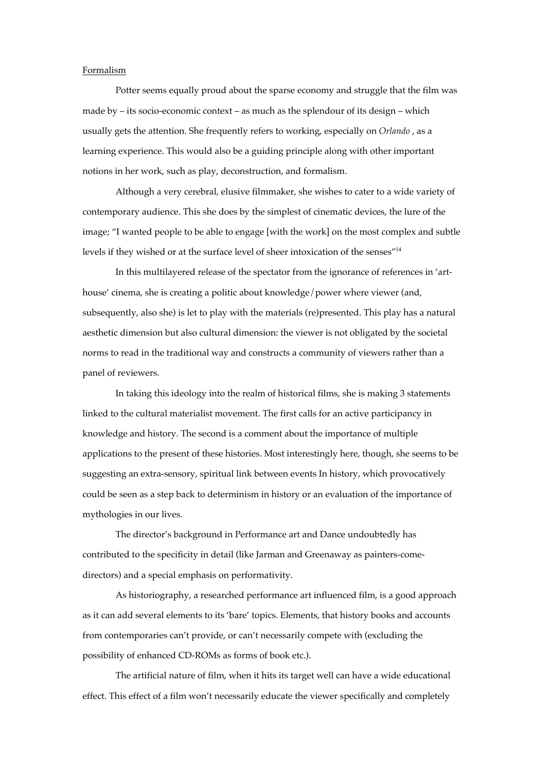<u>Formalism</u>

Potter seems equally proud about the sparse economy and struggle that the film was made by – its socio-economic context – as much as the splendour of its design – which usually gets the attention. She frequently refers to working, especially on *Orlando* , as a learning experience. This would also be a guiding principle along with other important notions in her work, such as play, deconstruction, and formalism.

Although a very cerebral, elusive filmmaker, she wishes to cater to a wide variety of contemporary audience. This she does by the simplest of cinematic devices, the lure of the image; "I wanted people to be able to engage [with the work] on the most complex and subtle levels if they wished or at the surface level of sheer intoxication of the senses"[14]

In this multilayered release of the spectator from the ignorance of references in 'art-house' cinema, she is creating a politic about knowledge/power where viewer (and, subsequently, also she) is let to play with the materials (re)presented. This play has a natural aesthetic dimension but also cultural dimension: the viewer is not obligated by the societal norms to read in the traditional way and constructs a community of viewers rather than a panel of reviewers.

In taking this ideology into the realm of historical films, she is making 3 statements linked to the cultural materialist movement. The first calls for an active participancy in knowledge and history. The second is a comment about the importance of multiple applications to the present of these histories. Most interestingly here, though, she seems to be suggesting an extra-sensory, spiritual link between events In history, which provocatively could be seen as a step back to determinism in history or an evaluation of the importance of mythologies in our lives.

The director's background in Performance art and Dance undoubtedly has contributed to the specificity in detail (like Jarman and Greenaway as painters-come-directors) and a special emphasis on performativity.

As historiography, a researched performance art influenced film, is a good approach as it can add several elements to its 'bare' topics. Elements, that history books and accounts from contemporaries can't provide, or can't necessarily compete with (excluding the possibility of enhanced CD-ROMs as forms of book etc.).

The artificial nature of film, when it hits its target well can have a wide educational effect. This effect of a film won't necessarily educate the viewer specifically and completely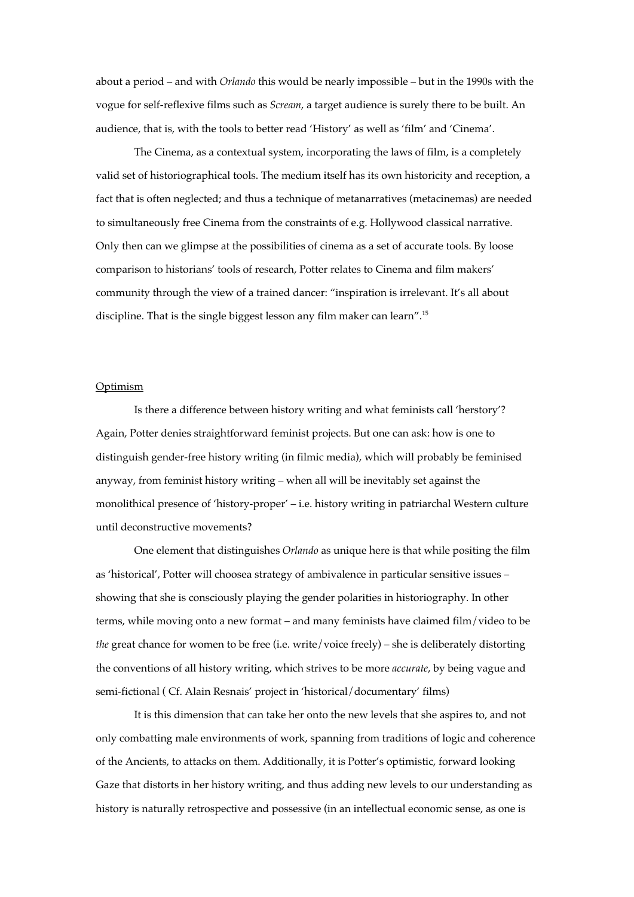about a period – and with *Orlando* this would be nearly impossible – but in the 1990s with the vogue for self-reflexive films such as *Scream*, a target audience is surely there to be built. An audience, that is, with the tools to better read 'History' as well as 'film' and 'Cinema'.

The Cinema, as a contextual system, incorporating the laws of film, is a completely valid set of historiographical tools. The medium itself has its own historicity and reception, a fact that is often neglected; and thus a technique of metanarratives (metacinemas) are needed to simultaneously free Cinema from the constraints of e.g. Hollywood classical narrative. Only then can we glimpse at the possibilities of cinema as a set of accurate tools. By loose comparison to historians' tools of research, Potter relates to Cinema and film makers' community through the view of a trained dancer: "inspiration is irrelevant. It's all about discipline. That is the single biggest lesson any film maker can learn".[15]

Optimism

Is there a difference between history writing and what feminists call 'herstory'? Again, Potter denies straightforward feminist projects. But one can ask: how is one to distinguish gender-free history writing (in filmic media), which will probably be feminised anyway, from feminist history writing – when all will be inevitably set against the monolithical presence of 'history-proper' – i.e. history writing in patriarchal Western culture until deconstructive movements?

One element that distinguishes *Orlando* as unique here is that while positing the film as 'historical', Potter will choosea strategy of ambivalence in particular sensitive issues – showing that she is consciously playing the gender polarities in historiography. In other terms, while moving onto a new format – and many feminists have claimed film/video to be *the* great chance for women to be free (i.e. write/voice freely) – she is deliberately distorting the conventions of all history writing, which strives to be more *accurate*, by being vague and semi-fictional ( Cf. Alain Resnais' project in 'historical/documentary' films)

It is this dimension that can take her onto the new levels that she aspires to, and not only combatting male environments of work, spanning from traditions of logic and coherence of the Ancients, to attacks on them. Additionally, it is Potter's optimistic, forward looking Gaze that distorts in her history writing, and thus adding new levels to our understanding as history is naturally retrospective and possessive (in an intellectual economic sense, as one is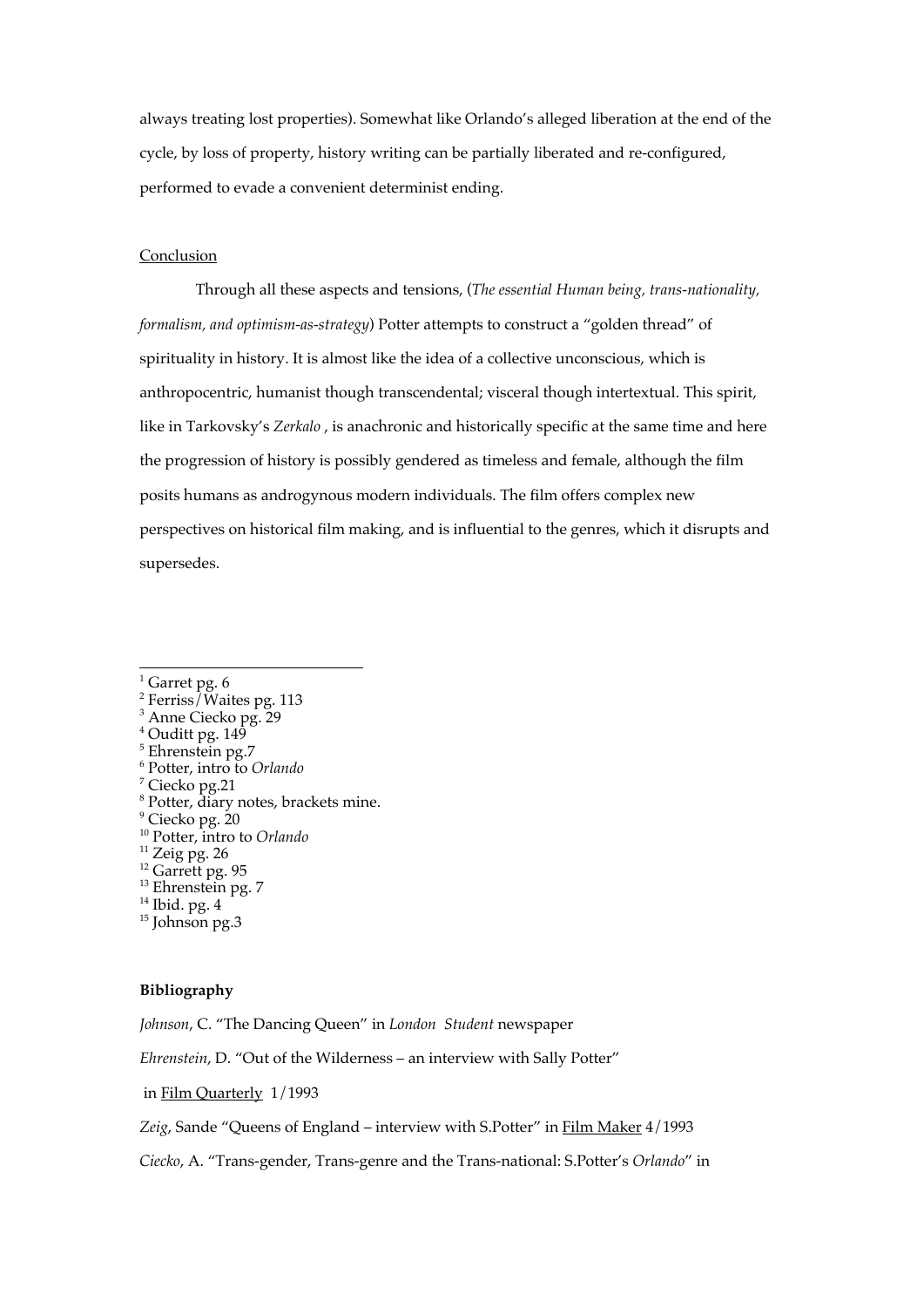always treating lost properties). Somewhat like Orlando's alleged liberation at the end of the cycle, by loss of property, history writing can be partially liberated and re-configured, performed to evade a convenient determinist ending.

## Conclusion

Through all these aspects and tensions, (*The essential Human being, trans-nationality, formalism, and optimism-as-strategy*) Potter attempts to construct a "golden thread" of spirituality in history. It is almost like the idea of a collective unconscious, which is anthropocentric, humanist though transcendental; visceral though intertextual. This spirit, like in Tarkovsky's *Zerkalo* , is anachronic and historically specific at the same time and here the progression of history is possibly gendered as timeless and female, although the film posits humans as androgynous modern individuals. The film offers complex new perspectives on historical film making, and is influential to the genres, which it disrupts and supersedes.

---

[1] Garret pg. 6
[2] Ferriss/Waites pg. 113
[3] Anne Ciecko pg. 29
[4] Ouditt pg. 149
[5] Ehrenstein pg.7
[6] Potter, intro to *Orlando*
[7] Ciecko pg.21
[8] Potter, diary notes, brackets mine.
[9] Ciecko pg. 20
[10] Potter, intro to *Orlando*
[11] Zeig pg. 26
[12] Garrett pg. 95
[13] Ehrenstein pg. 7
[14] Ibid. pg. 4
[15] Johnson pg.3

**Bibliography**

*Johnson*, C. "The Dancing Queen" in *London Student* newspaper

*Ehrenstein*, D. "Out of the Wilderness – an interview with Sally Potter"

in Film Quarterly 1/1993

*Zeig*, Sande "Queens of England – interview with S.Potter" in Film Maker 4/1993

*Ciecko*, A. "Trans-gender, Trans-genre and the Trans-national: S.Potter's *Orlando*" in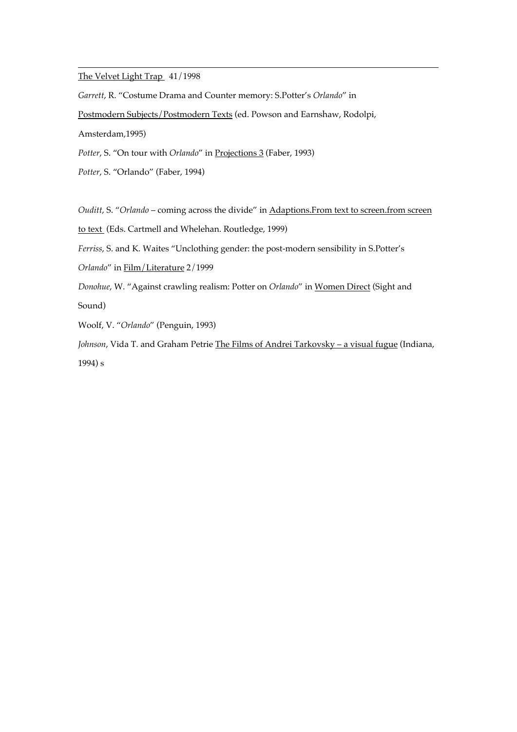---

The Velvet Light Trap 41/1998

*Garrett*, R. "Costume Drama and Counter memory: S.Potter's *Orlando*" in Postmodern Subjects/Postmodern Texts (ed. Powson and Earnshaw, Rodolpi, Amsterdam,1995)

*Potter*, S. "On tour with *Orlando*" in Projections 3 (Faber, 1993)

*Potter*, S. "Orlando" (Faber, 1994)

*Ouditt*, S. "*Orlando* – coming across the divide" in Adaptions.From text to screen.from screen to text (Eds. Cartmell and Whelehan. Routledge, 1999)

*Ferriss*, S. and K. Waites "Unclothing gender: the post-modern sensibility in S.Potter's *Orlando*" in Film/Literature 2/1999

*Donohue*, W. "Against crawling realism: Potter on *Orlando*" in Women Direct (Sight and Sound)

Woolf, V. "*Orlando*" (Penguin, 1993)

*Johnson*, Vida T. and Graham Petrie The Films of Andrei Tarkovsky – a visual fugue (Indiana, 1994) s